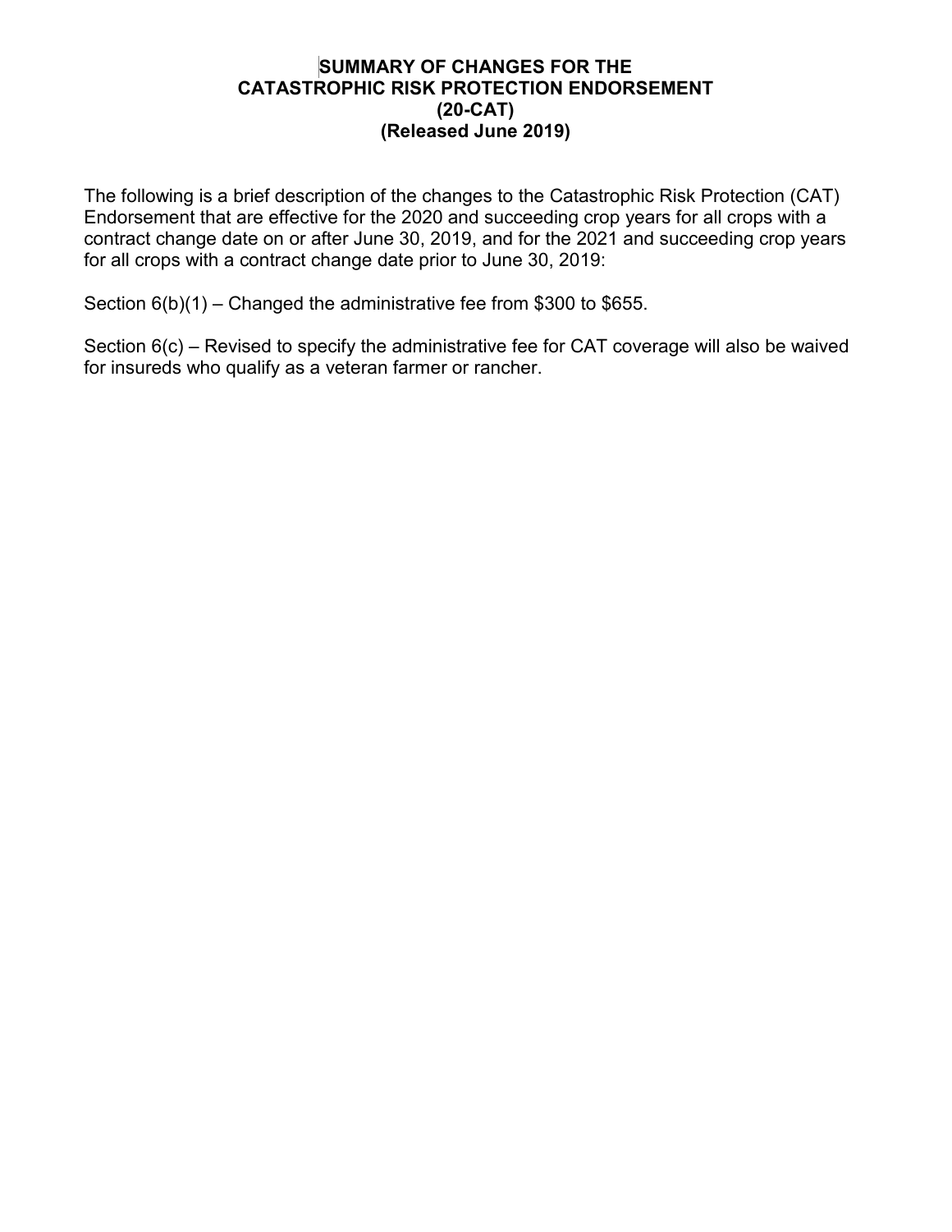# SUMMARY OF CHANGES FOR THE CATASTROPHIC RISK PROTECTION ENDORSEMENT (20-CAT) (Released June 2019)

The following is a brief description of the changes to the Catastrophic Risk Protection (CAT) Endorsement that are effective for the 2020 and succeeding crop years for all crops with a contract change date on or after June 30, 2019, and for the 2021 and succeeding crop years for all crops with a contract change date prior to June 30, 2019:

Section 6(b)(1) – Changed the administrative fee from $300 to $655.

Section 6(c) – Revised to specify the administrative fee for CAT coverage will also be waived for insureds who qualify as a veteran farmer or rancher.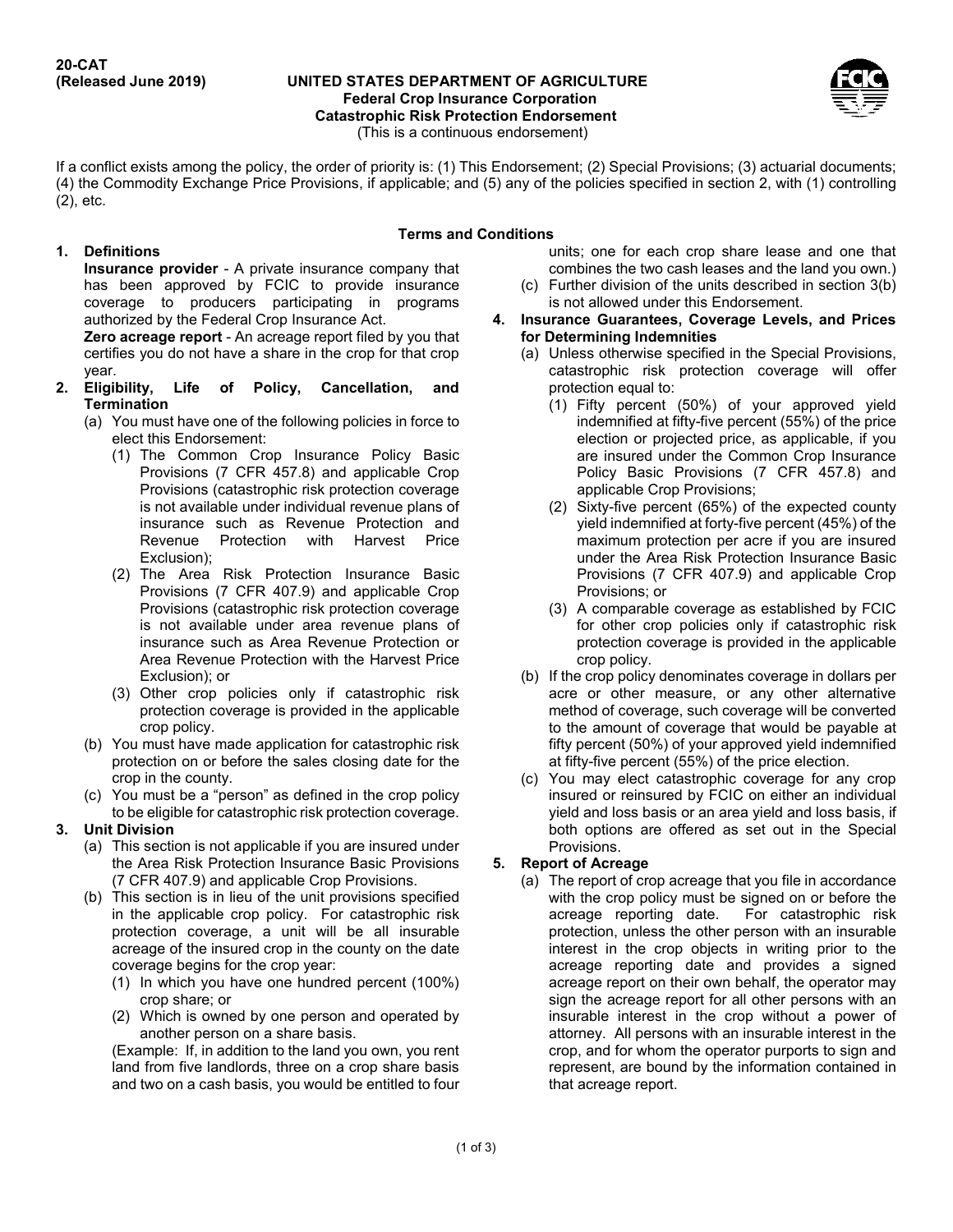20-CAT
(Released June 2019)

**UNITED STATES DEPARTMENT OF AGRICULTURE**
**Federal Crop Insurance Corporation**
**Catastrophic Risk Protection Endorsement**
(This is a continuous endorsement)

If a conflict exists among the policy, the order of priority is: (1) This Endorsement; (2) Special Provisions; (3) actuarial documents; (4) the Commodity Exchange Price Provisions, if applicable; and (5) any of the policies specified in section 2, with (1) controlling (2), etc.

## Terms and Conditions

**1. Definitions**

**Insurance provider** - A private insurance company that has been approved by FCIC to provide insurance coverage to producers participating in programs authorized by the Federal Crop Insurance Act.

**Zero acreage report** - An acreage report filed by you that certifies you do not have a share in the crop for that crop year.

**2. Eligibility, Life of Policy, Cancellation, and Termination**

(a) You must have one of the following policies in force to elect this Endorsement:

(1) The Common Crop Insurance Policy Basic Provisions (7 CFR 457.8) and applicable Crop Provisions (catastrophic risk protection coverage is not available under individual revenue plans of insurance such as Revenue Protection and Revenue Protection with Harvest Price Exclusion);

(2) The Area Risk Protection Insurance Basic Provisions (7 CFR 407.9) and applicable Crop Provisions (catastrophic risk protection coverage is not available under area revenue plans of insurance such as Area Revenue Protection or Area Revenue Protection with the Harvest Price Exclusion); or

(3) Other crop policies only if catastrophic risk protection coverage is provided in the applicable crop policy.

(b) You must have made application for catastrophic risk protection on or before the sales closing date for the crop in the county.

(c) You must be a "person" as defined in the crop policy to be eligible for catastrophic risk protection coverage.

**3. Unit Division**

(a) This section is not applicable if you are insured under the Area Risk Protection Insurance Basic Provisions (7 CFR 407.9) and applicable Crop Provisions.

(b) This section is in lieu of the unit provisions specified in the applicable crop policy. For catastrophic risk protection coverage, a unit will be all insurable acreage of the insured crop in the county on the date coverage begins for the crop year:

(1) In which you have one hundred percent (100%) crop share; or

(2) Which is owned by one person and operated by another person on a share basis.

(Example: If, in addition to the land you own, you rent land from five landlords, three on a crop share basis and two on a cash basis, you would be entitled to four units; one for each crop share lease and one that combines the two cash leases and the land you own.)

(c) Further division of the units described in section 3(b) is not allowed under this Endorsement.

**4. Insurance Guarantees, Coverage Levels, and Prices for Determining Indemnities**

(a) Unless otherwise specified in the Special Provisions, catastrophic risk protection coverage will offer protection equal to:

(1) Fifty percent (50%) of your approved yield indemnified at fifty-five percent (55%) of the price election or projected price, as applicable, if you are insured under the Common Crop Insurance Policy Basic Provisions (7 CFR 457.8) and applicable Crop Provisions;

(2) Sixty-five percent (65%) of the expected county yield indemnified at forty-five percent (45%) of the maximum protection per acre if you are insured under the Area Risk Protection Insurance Basic Provisions (7 CFR 407.9) and applicable Crop Provisions; or

(3) A comparable coverage as established by FCIC for other crop policies only if catastrophic risk protection coverage is provided in the applicable crop policy.

(b) If the crop policy denominates coverage in dollars per acre or other measure, or any other alternative method of coverage, such coverage will be converted to the amount of coverage that would be payable at fifty percent (50%) of your approved yield indemnified at fifty-five percent (55%) of the price election.

(c) You may elect catastrophic coverage for any crop insured or reinsured by FCIC on either an individual yield and loss basis or an area yield and loss basis, if both options are offered as set out in the Special Provisions.

**5. Report of Acreage**

(a) The report of crop acreage that you file in accordance with the crop policy must be signed on or before the acreage reporting date. For catastrophic risk protection, unless the other person with an insurable interest in the crop objects in writing prior to the acreage reporting date and provides a signed acreage report on their own behalf, the operator may sign the acreage report for all other persons with an insurable interest in the crop without a power of attorney. All persons with an insurable interest in the crop, and for whom the operator purports to sign and represent, are bound by the information contained in that acreage report.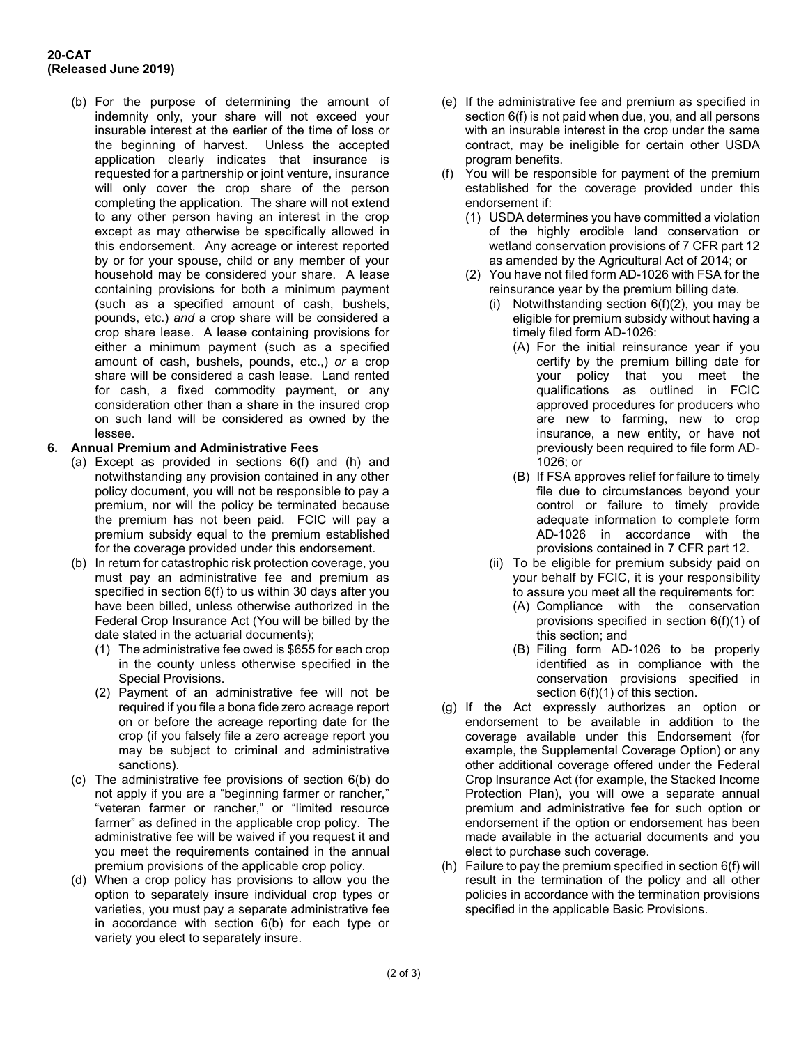(b) For the purpose of determining the amount of indemnity only, your share will not exceed your insurable interest at the earlier of the time of loss or the beginning of harvest. Unless the accepted application clearly indicates that insurance is requested for a partnership or joint venture, insurance will only cover the crop share of the person completing the application. The share will not extend to any other person having an interest in the crop except as may otherwise be specifically allowed in this endorsement. Any acreage or interest reported by or for your spouse, child or any member of your household may be considered your share. A lease containing provisions for both a minimum payment (such as a specified amount of cash, bushels, pounds, etc.) *and* a crop share will be considered a crop share lease. A lease containing provisions for either a minimum payment (such as a specified amount of cash, bushels, pounds, etc.,) *or* a crop share will be considered a cash lease. Land rented for cash, a fixed commodity payment, or any consideration other than a share in the insured crop on such land will be considered as owned by the lessee.

**6. Annual Premium and Administrative Fees**

(a) Except as provided in sections 6(f) and (h) and notwithstanding any provision contained in any other policy document, you will not be responsible to pay a premium, nor will the policy be terminated because the premium has not been paid. FCIC will pay a premium subsidy equal to the premium established for the coverage provided under this endorsement.

(b) In return for catastrophic risk protection coverage, you must pay an administrative fee and premium as specified in section 6(f) to us within 30 days after you have been billed, unless otherwise authorized in the Federal Crop Insurance Act (You will be billed by the date stated in the actuarial documents);

(1) The administrative fee owed is $655 for each crop in the county unless otherwise specified in the Special Provisions.

(2) Payment of an administrative fee will not be required if you file a bona fide zero acreage report on or before the acreage reporting date for the crop (if you falsely file a zero acreage report you may be subject to criminal and administrative sanctions).

(c) The administrative fee provisions of section 6(b) do not apply if you are a "beginning farmer or rancher," "veteran farmer or rancher," or "limited resource farmer" as defined in the applicable crop policy. The administrative fee will be waived if you request it and you meet the requirements contained in the annual premium provisions of the applicable crop policy.

(d) When a crop policy has provisions to allow you the option to separately insure individual crop types or varieties, you must pay a separate administrative fee in accordance with section 6(b) for each type or variety you elect to separately insure.

(e) If the administrative fee and premium as specified in section 6(f) is not paid when due, you, and all persons with an insurable interest in the crop under the same contract, may be ineligible for certain other USDA program benefits.

(f) You will be responsible for payment of the premium established for the coverage provided under this endorsement if:

(1) USDA determines you have committed a violation of the highly erodible land conservation or wetland conservation provisions of 7 CFR part 12 as amended by the Agricultural Act of 2014; or

(2) You have not filed form AD-1026 with FSA for the reinsurance year by the premium billing date.

(i) Notwithstanding section 6(f)(2), you may be eligible for premium subsidy without having a timely filed form AD-1026:

(A) For the initial reinsurance year if you certify by the premium billing date for your policy that you meet the qualifications as outlined in FCIC approved procedures for producers who are new to farming, new to crop insurance, a new entity, or have not previously been required to file form AD-1026; or

(B) If FSA approves relief for failure to timely file due to circumstances beyond your control or failure to timely provide adequate information to complete form AD-1026 in accordance with the provisions contained in 7 CFR part 12.

(ii) To be eligible for premium subsidy paid on your behalf by FCIC, it is your responsibility to assure you meet all the requirements for:

(A) Compliance with the conservation provisions specified in section 6(f)(1) of this section; and

(B) Filing form AD-1026 to be properly identified as in compliance with the conservation provisions specified in section 6(f)(1) of this section.

(g) If the Act expressly authorizes an option or endorsement to be available in addition to the coverage available under this Endorsement (for example, the Supplemental Coverage Option) or any other additional coverage offered under the Federal Crop Insurance Act (for example, the Stacked Income Protection Plan), you will owe a separate annual premium and administrative fee for such option or endorsement if the option or endorsement has been made available in the actuarial documents and you elect to purchase such coverage.

(h) Failure to pay the premium specified in section 6(f) will result in the termination of the policy and all other policies in accordance with the termination provisions specified in the applicable Basic Provisions.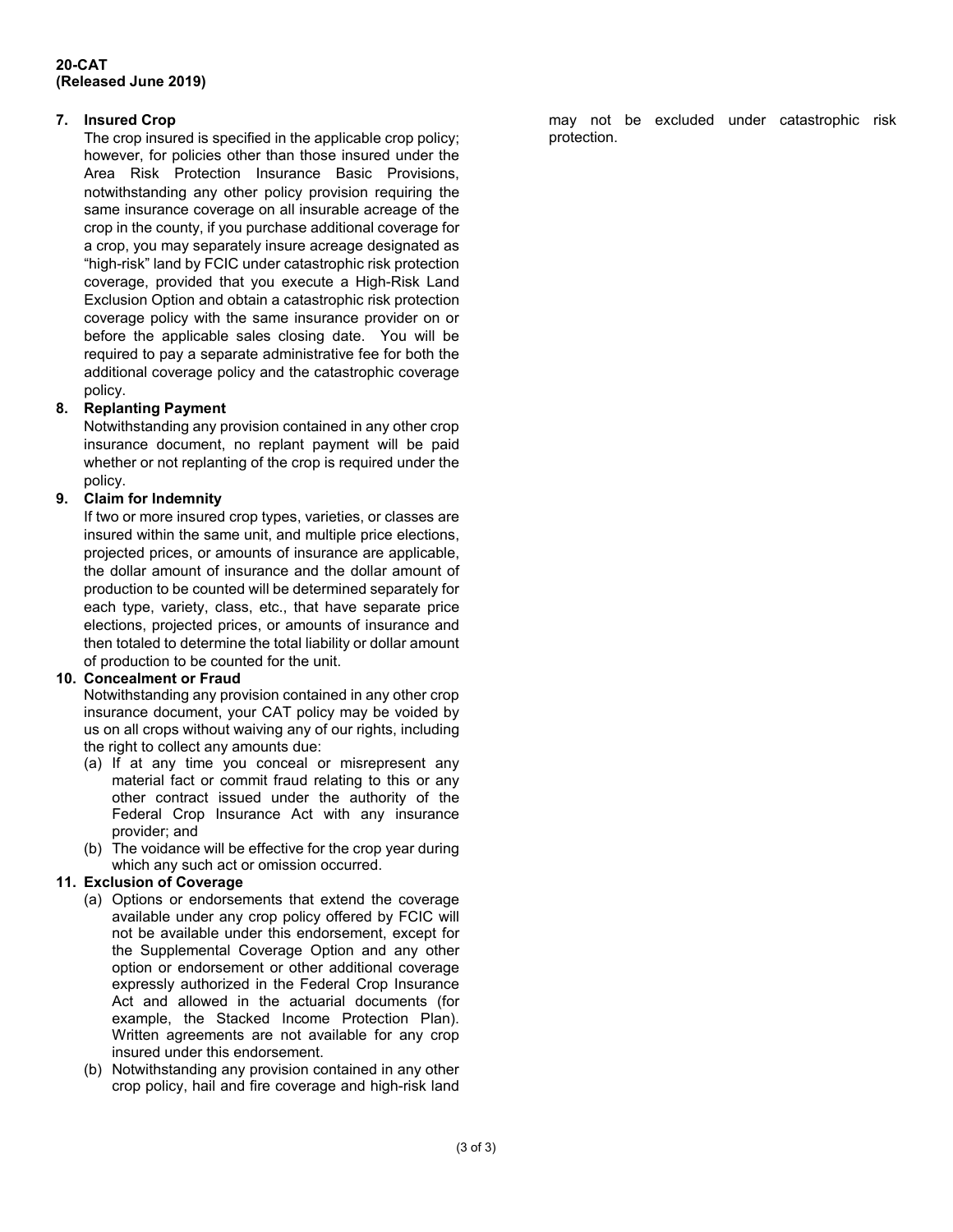**7. Insured Crop**

The crop insured is specified in the applicable crop policy; however, for policies other than those insured under the Area Risk Protection Insurance Basic Provisions, notwithstanding any other policy provision requiring the same insurance coverage on all insurable acreage of the crop in the county, if you purchase additional coverage for a crop, you may separately insure acreage designated as "high-risk" land by FCIC under catastrophic risk protection coverage, provided that you execute a High-Risk Land Exclusion Option and obtain a catastrophic risk protection coverage policy with the same insurance provider on or before the applicable sales closing date. You will be required to pay a separate administrative fee for both the additional coverage policy and the catastrophic coverage policy.

**8. Replanting Payment**

Notwithstanding any provision contained in any other crop insurance document, no replant payment will be paid whether or not replanting of the crop is required under the policy.

**9. Claim for Indemnity**

If two or more insured crop types, varieties, or classes are insured within the same unit, and multiple price elections, projected prices, or amounts of insurance are applicable, the dollar amount of insurance and the dollar amount of production to be counted will be determined separately for each type, variety, class, etc., that have separate price elections, projected prices, or amounts of insurance and then totaled to determine the total liability or dollar amount of production to be counted for the unit.

**10. Concealment or Fraud**

Notwithstanding any provision contained in any other crop insurance document, your CAT policy may be voided by us on all crops without waiving any of our rights, including the right to collect any amounts due:

(a) If at any time you conceal or misrepresent any material fact or commit fraud relating to this or any other contract issued under the authority of the Federal Crop Insurance Act with any insurance provider; and

(b) The voidance will be effective for the crop year during which any such act or omission occurred.

**11. Exclusion of Coverage**

(a) Options or endorsements that extend the coverage available under any crop policy offered by FCIC will not be available under this endorsement, except for the Supplemental Coverage Option and any other option or endorsement or other additional coverage expressly authorized in the Federal Crop Insurance Act and allowed in the actuarial documents (for example, the Stacked Income Protection Plan). Written agreements are not available for any crop insured under this endorsement.

(b) Notwithstanding any provision contained in any other crop policy, hail and fire coverage and high-risk land may not be excluded under catastrophic risk protection.